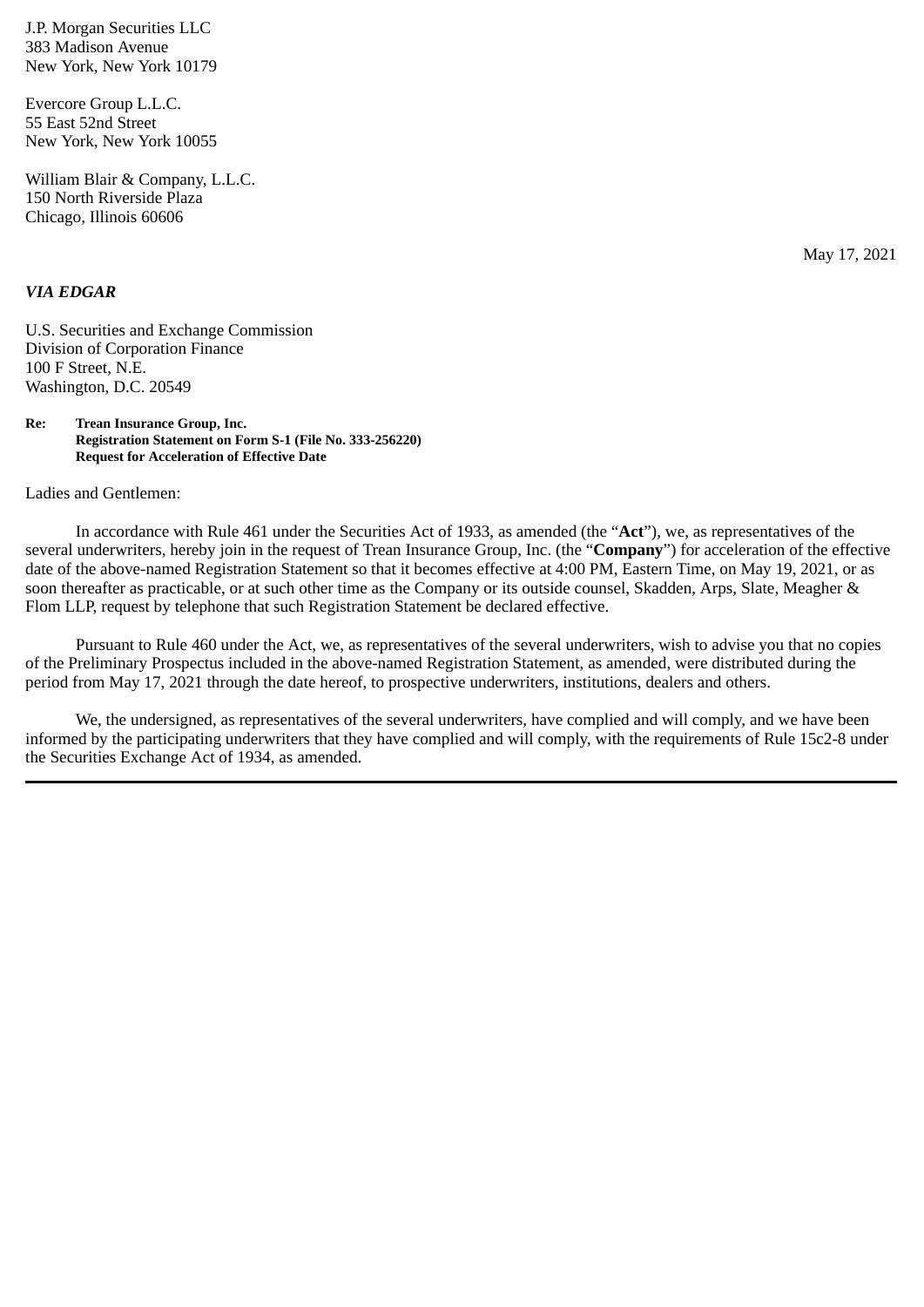J.P. Morgan Securities LLC
383 Madison Avenue
New York, New York 10179

Evercore Group L.L.C.
55 East 52nd Street
New York, New York 10055

William Blair & Company, L.L.C.
150 North Riverside Plaza
Chicago, Illinois 60606

May 17, 2021

***VIA EDGAR***

U.S. Securities and Exchange Commission
Division of Corporation Finance
100 F Street, N.E.
Washington, D.C. 20549

**Re: Trean Insurance Group, Inc.**
**Registration Statement on Form S-1 (File No. 333-256220)**
**Request for Acceleration of Effective Date**

Ladies and Gentlemen:

In accordance with Rule 461 under the Securities Act of 1933, as amended (the "**Act**"), we, as representatives of the several underwriters, hereby join in the request of Trean Insurance Group, Inc. (the "**Company**") for acceleration of the effective date of the above-named Registration Statement so that it becomes effective at 4:00 PM, Eastern Time, on May 19, 2021, or as soon thereafter as practicable, or at such other time as the Company or its outside counsel, Skadden, Arps, Slate, Meagher & Flom LLP, request by telephone that such Registration Statement be declared effective.

Pursuant to Rule 460 under the Act, we, as representatives of the several underwriters, wish to advise you that no copies of the Preliminary Prospectus included in the above-named Registration Statement, as amended, were distributed during the period from May 17, 2021 through the date hereof, to prospective underwriters, institutions, dealers and others.

We, the undersigned, as representatives of the several underwriters, have complied and will comply, and we have been informed by the participating underwriters that they have complied and will comply, with the requirements of Rule 15c2-8 under the Securities Exchange Act of 1934, as amended.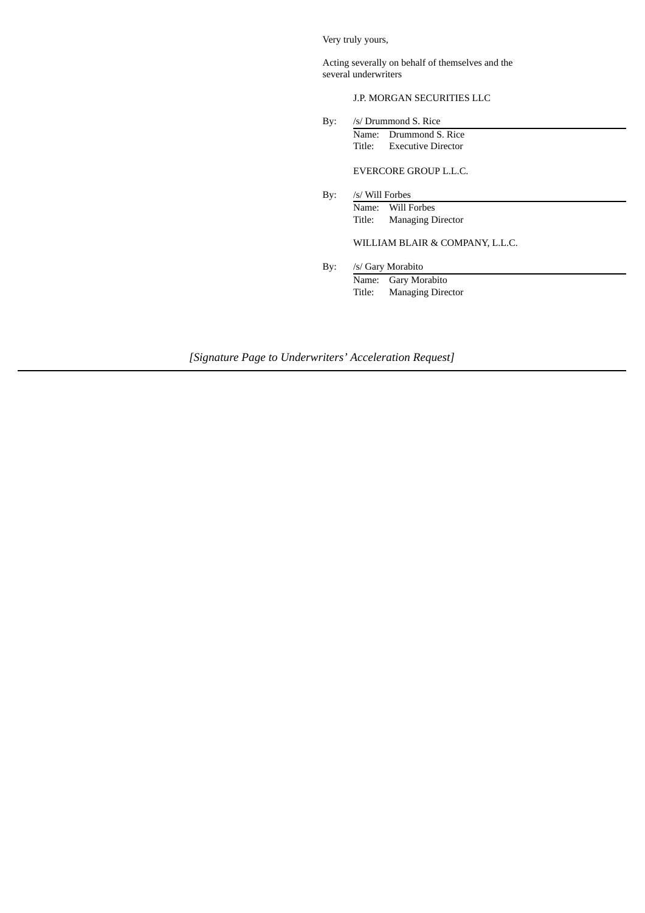Very truly yours,

Acting severally on behalf of themselves and the several underwriters

J.P. MORGAN SECURITIES LLC

By: /s/ Drummond S. Rice
Name: Drummond S. Rice
Title: Executive Director

EVERCORE GROUP L.L.C.

By: /s/ Will Forbes
Name: Will Forbes
Title: Managing Director

WILLIAM BLAIR & COMPANY, L.L.C.

By: /s/ Gary Morabito
Name: Gary Morabito
Title: Managing Director

*[Signature Page to Underwriters' Acceleration Request]*